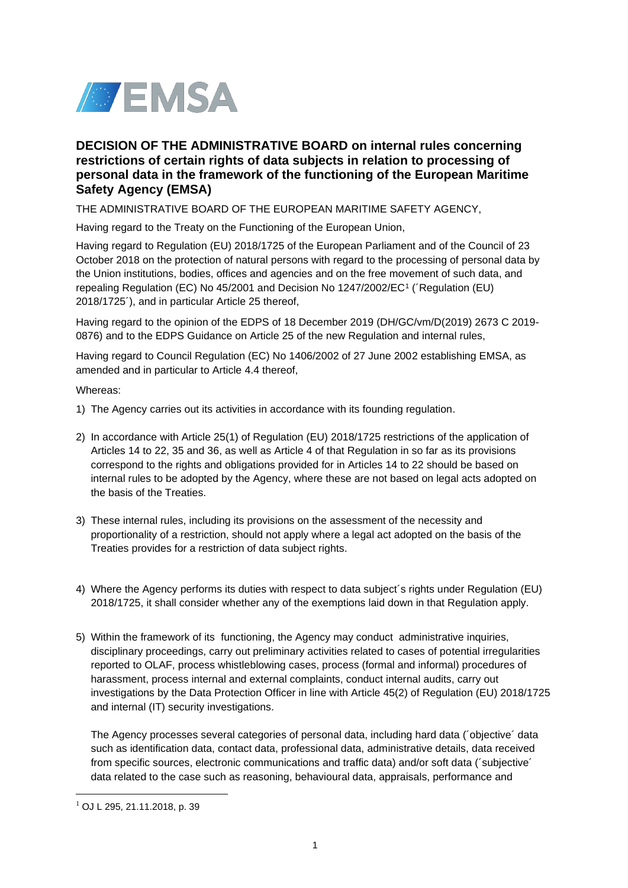## DECISION OF THE ADMINISTRATIVE BOARD on internal rules concerning restrictions of certain rights of data subjects in relation to processing of personal data in the framework of the functioning of the European Maritime Safety Agency (EMSA)

THE ADMINISTRATIVE BOARD OF THE EUROPEAN MARITIME SAFETY AGENCY,

Having regard to the Treaty on the Functioning of the European Union,

Having regard to Regulation (EU) 2018/1725 of the European Parliament and of the Council of 23 October 2018 on the protection of natural persons with regard to the processing of personal data by the Union institutions, bodies, offices and agencies and on the free movement of such data, and repealing Regulation (EC) No 45/2001 and Decision No 1247/2002/EC[1] (´Regulation (EU) 2018/1725´), and in particular Article 25 thereof,

Having regard to the opinion of the EDPS of 18 December 2019 (DH/GC/vm/D(2019) 2673 C 2019-0876) and to the EDPS Guidance on Article 25 of the new Regulation and internal rules,

Having regard to Council Regulation (EC) No 1406/2002 of 27 June 2002 establishing EMSA, as amended and in particular to Article 4.4 thereof,

Whereas:

1) The Agency carries out its activities in accordance with its founding regulation.

2) In accordance with Article 25(1) of Regulation (EU) 2018/1725 restrictions of the application of Articles 14 to 22, 35 and 36, as well as Article 4 of that Regulation in so far as its provisions correspond to the rights and obligations provided for in Articles 14 to 22 should be based on internal rules to be adopted by the Agency, where these are not based on legal acts adopted on the basis of the Treaties.

3) These internal rules, including its provisions on the assessment of the necessity and proportionality of a restriction, should not apply where a legal act adopted on the basis of the Treaties provides for a restriction of data subject rights.

4) Where the Agency performs its duties with respect to data subject´s rights under Regulation (EU) 2018/1725, it shall consider whether any of the exemptions laid down in that Regulation apply.

5) Within the framework of its functioning, the Agency may conduct administrative inquiries, disciplinary proceedings, carry out preliminary activities related to cases of potential irregularities reported to OLAF, process whistleblowing cases, process (formal and informal) procedures of harassment, process internal and external complaints, conduct internal audits, carry out investigations by the Data Protection Officer in line with Article 45(2) of Regulation (EU) 2018/1725 and internal (IT) security investigations.

   The Agency processes several categories of personal data, including hard data (´objective´ data such as identification data, contact data, professional data, administrative details, data received from specific sources, electronic communications and traffic data) and/or soft data (´subjective´ data related to the case such as reasoning, behavioural data, appraisals, performance and

[1] OJ L 295, 21.11.2018, p. 39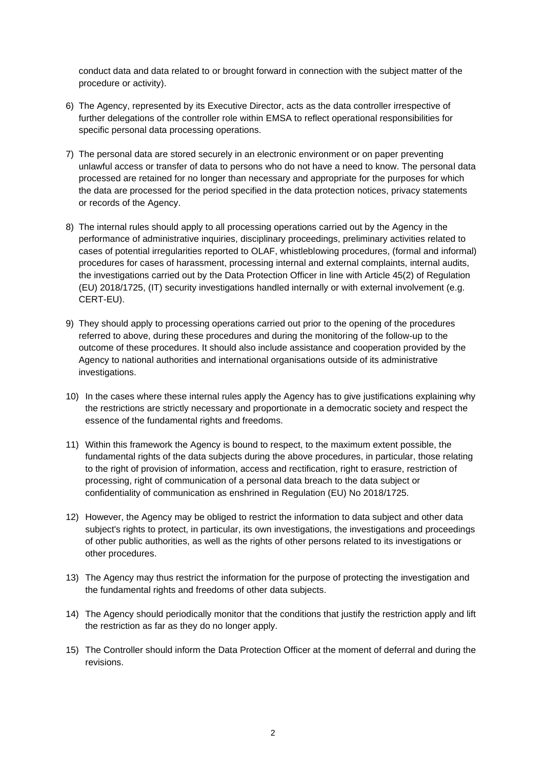conduct data and data related to or brought forward in connection with the subject matter of the procedure or activity).

6) The Agency, represented by its Executive Director, acts as the data controller irrespective of further delegations of the controller role within EMSA to reflect operational responsibilities for specific personal data processing operations.

7) The personal data are stored securely in an electronic environment or on paper preventing unlawful access or transfer of data to persons who do not have a need to know. The personal data processed are retained for no longer than necessary and appropriate for the purposes for which the data are processed for the period specified in the data protection notices, privacy statements or records of the Agency.

8) The internal rules should apply to all processing operations carried out by the Agency in the performance of administrative inquiries, disciplinary proceedings, preliminary activities related to cases of potential irregularities reported to OLAF, whistleblowing procedures, (formal and informal) procedures for cases of harassment, processing internal and external complaints, internal audits, the investigations carried out by the Data Protection Officer in line with Article 45(2) of Regulation (EU) 2018/1725, (IT) security investigations handled internally or with external involvement (e.g. CERT-EU).

9) They should apply to processing operations carried out prior to the opening of the procedures referred to above, during these procedures and during the monitoring of the follow-up to the outcome of these procedures. It should also include assistance and cooperation provided by the Agency to national authorities and international organisations outside of its administrative investigations.

10) In the cases where these internal rules apply the Agency has to give justifications explaining why the restrictions are strictly necessary and proportionate in a democratic society and respect the essence of the fundamental rights and freedoms.

11) Within this framework the Agency is bound to respect, to the maximum extent possible, the fundamental rights of the data subjects during the above procedures, in particular, those relating to the right of provision of information, access and rectification, right to erasure, restriction of processing, right of communication of a personal data breach to the data subject or confidentiality of communication as enshrined in Regulation (EU) No 2018/1725.

12) However, the Agency may be obliged to restrict the information to data subject and other data subject's rights to protect, in particular, its own investigations, the investigations and proceedings of other public authorities, as well as the rights of other persons related to its investigations or other procedures.

13) The Agency may thus restrict the information for the purpose of protecting the investigation and the fundamental rights and freedoms of other data subjects.

14) The Agency should periodically monitor that the conditions that justify the restriction apply and lift the restriction as far as they do no longer apply.

15) The Controller should inform the Data Protection Officer at the moment of deferral and during the revisions.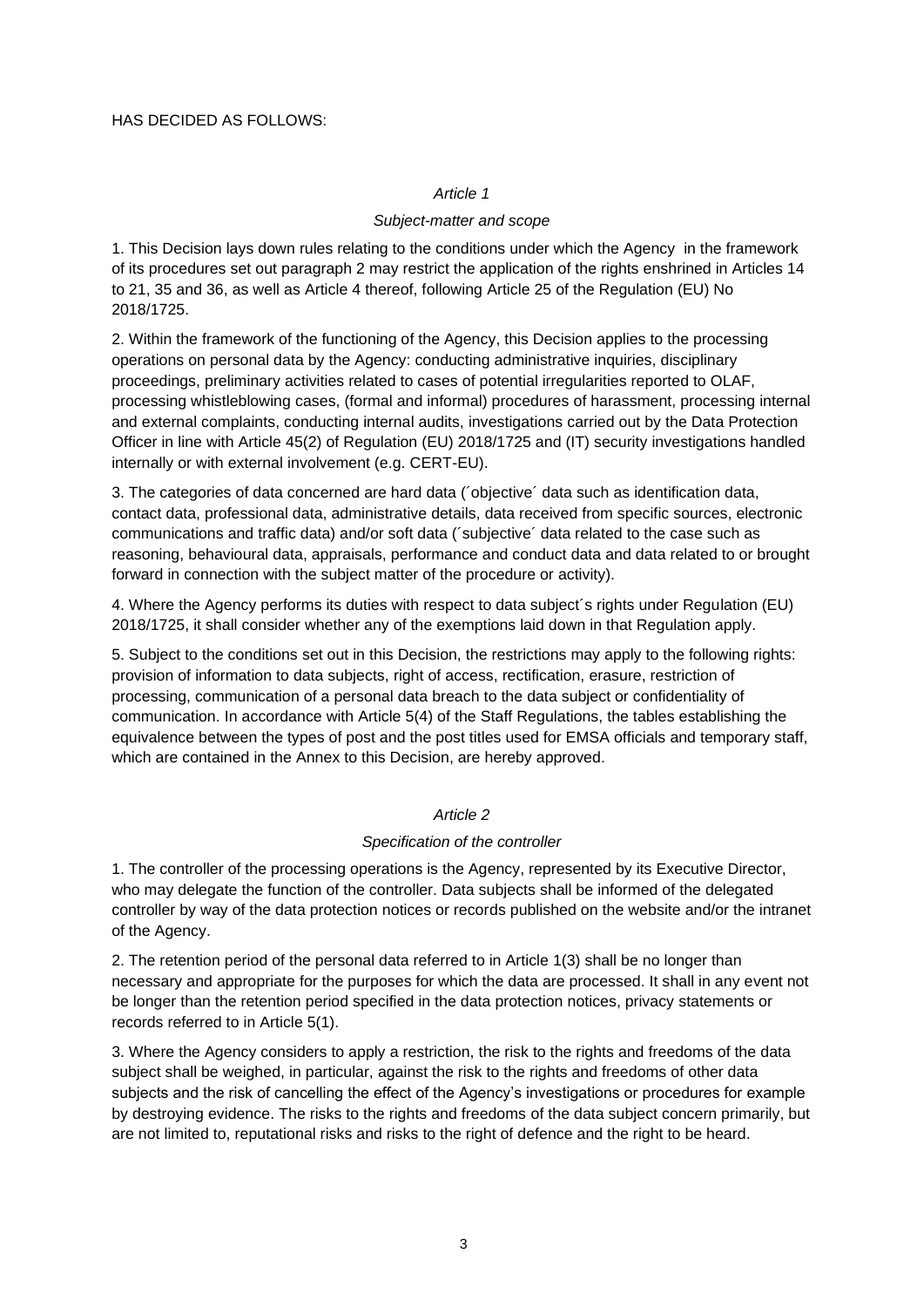HAS DECIDED AS FOLLOWS:

*Article 1*

*Subject-matter and scope*

1. This Decision lays down rules relating to the conditions under which the Agency in the framework of its procedures set out paragraph 2 may restrict the application of the rights enshrined in Articles 14 to 21, 35 and 36, as well as Article 4 thereof, following Article 25 of the Regulation (EU) No 2018/1725.

2. Within the framework of the functioning of the Agency, this Decision applies to the processing operations on personal data by the Agency: conducting administrative inquiries, disciplinary proceedings, preliminary activities related to cases of potential irregularities reported to OLAF, processing whistleblowing cases, (formal and informal) procedures of harassment, processing internal and external complaints, conducting internal audits, investigations carried out by the Data Protection Officer in line with Article 45(2) of Regulation (EU) 2018/1725 and (IT) security investigations handled internally or with external involvement (e.g. CERT-EU).

3. The categories of data concerned are hard data (´objective´ data such as identification data, contact data, professional data, administrative details, data received from specific sources, electronic communications and traffic data) and/or soft data (´subjective´ data related to the case such as reasoning, behavioural data, appraisals, performance and conduct data and data related to or brought forward in connection with the subject matter of the procedure or activity).

4. Where the Agency performs its duties with respect to data subject´s rights under Regulation (EU) 2018/1725, it shall consider whether any of the exemptions laid down in that Regulation apply.

5. Subject to the conditions set out in this Decision, the restrictions may apply to the following rights: provision of information to data subjects, right of access, rectification, erasure, restriction of processing, communication of a personal data breach to the data subject or confidentiality of communication. In accordance with Article 5(4) of the Staff Regulations, the tables establishing the equivalence between the types of post and the post titles used for EMSA officials and temporary staff, which are contained in the Annex to this Decision, are hereby approved.

*Article 2*

*Specification of the controller*

1. The controller of the processing operations is the Agency, represented by its Executive Director, who may delegate the function of the controller. Data subjects shall be informed of the delegated controller by way of the data protection notices or records published on the website and/or the intranet of the Agency.

2. The retention period of the personal data referred to in Article 1(3) shall be no longer than necessary and appropriate for the purposes for which the data are processed. It shall in any event not be longer than the retention period specified in the data protection notices, privacy statements or records referred to in Article 5(1).

3. Where the Agency considers to apply a restriction, the risk to the rights and freedoms of the data subject shall be weighed, in particular, against the risk to the rights and freedoms of other data subjects and the risk of cancelling the effect of the Agency's investigations or procedures for example by destroying evidence. The risks to the rights and freedoms of the data subject concern primarily, but are not limited to, reputational risks and risks to the right of defence and the right to be heard.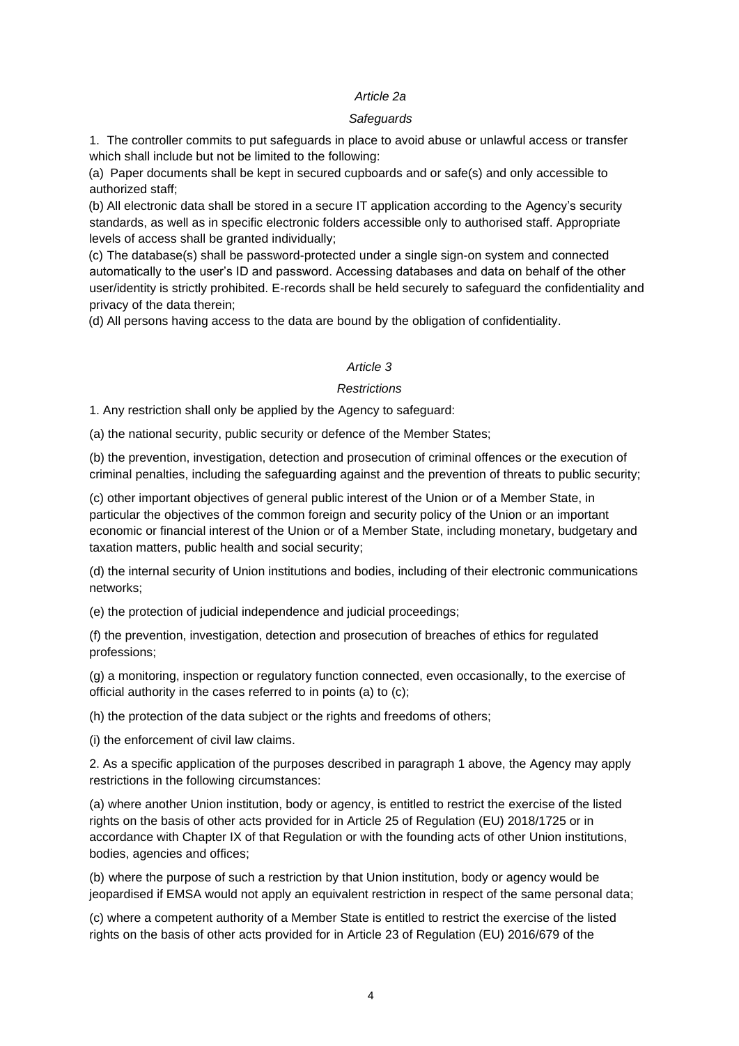*Article 2a*

*Safeguards*

1. The controller commits to put safeguards in place to avoid abuse or unlawful access or transfer which shall include but not be limited to the following:

(a) Paper documents shall be kept in secured cupboards and or safe(s) and only accessible to authorized staff;

(b) All electronic data shall be stored in a secure IT application according to the Agency's security standards, as well as in specific electronic folders accessible only to authorised staff. Appropriate levels of access shall be granted individually;

(c) The database(s) shall be password-protected under a single sign-on system and connected automatically to the user's ID and password. Accessing databases and data on behalf of the other user/identity is strictly prohibited. E-records shall be held securely to safeguard the confidentiality and privacy of the data therein;

(d) All persons having access to the data are bound by the obligation of confidentiality.

*Article 3*

*Restrictions*

1. Any restriction shall only be applied by the Agency to safeguard:

(a) the national security, public security or defence of the Member States;

(b) the prevention, investigation, detection and prosecution of criminal offences or the execution of criminal penalties, including the safeguarding against and the prevention of threats to public security;

(c) other important objectives of general public interest of the Union or of a Member State, in particular the objectives of the common foreign and security policy of the Union or an important economic or financial interest of the Union or of a Member State, including monetary, budgetary and taxation matters, public health and social security;

(d) the internal security of Union institutions and bodies, including of their electronic communications networks;

(e) the protection of judicial independence and judicial proceedings;

(f) the prevention, investigation, detection and prosecution of breaches of ethics for regulated professions;

(g) a monitoring, inspection or regulatory function connected, even occasionally, to the exercise of official authority in the cases referred to in points (a) to (c);

(h) the protection of the data subject or the rights and freedoms of others;

(i) the enforcement of civil law claims.

2. As a specific application of the purposes described in paragraph 1 above, the Agency may apply restrictions in the following circumstances:

(a) where another Union institution, body or agency, is entitled to restrict the exercise of the listed rights on the basis of other acts provided for in Article 25 of Regulation (EU) 2018/1725 or in accordance with Chapter IX of that Regulation or with the founding acts of other Union institutions, bodies, agencies and offices;

(b) where the purpose of such a restriction by that Union institution, body or agency would be jeopardised if EMSA would not apply an equivalent restriction in respect of the same personal data;

(c) where a competent authority of a Member State is entitled to restrict the exercise of the listed rights on the basis of other acts provided for in Article 23 of Regulation (EU) 2016/679 of the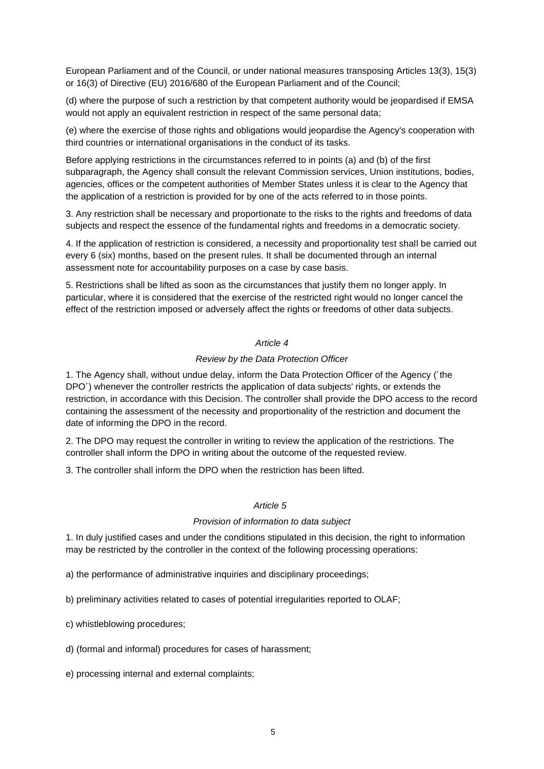European Parliament and of the Council, or under national measures transposing Articles 13(3), 15(3) or 16(3) of Directive (EU) 2016/680 of the European Parliament and of the Council;

(d) where the purpose of such a restriction by that competent authority would be jeopardised if EMSA would not apply an equivalent restriction in respect of the same personal data;

(e) where the exercise of those rights and obligations would jeopardise the Agency's cooperation with third countries or international organisations in the conduct of its tasks.

Before applying restrictions in the circumstances referred to in points (a) and (b) of the first subparagraph, the Agency shall consult the relevant Commission services, Union institutions, bodies, agencies, offices or the competent authorities of Member States unless it is clear to the Agency that the application of a restriction is provided for by one of the acts referred to in those points.

3. Any restriction shall be necessary and proportionate to the risks to the rights and freedoms of data subjects and respect the essence of the fundamental rights and freedoms in a democratic society.

4. If the application of restriction is considered, a necessity and proportionality test shall be carried out every 6 (six) months, based on the present rules. It shall be documented through an internal assessment note for accountability purposes on a case by case basis.

5. Restrictions shall be lifted as soon as the circumstances that justify them no longer apply. In particular, where it is considered that the exercise of the restricted right would no longer cancel the effect of the restriction imposed or adversely affect the rights or freedoms of other data subjects.

*Article 4*

*Review by the Data Protection Officer*

1. The Agency shall, without undue delay, inform the Data Protection Officer of the Agency (´the DPO´) whenever the controller restricts the application of data subjects' rights, or extends the restriction, in accordance with this Decision. The controller shall provide the DPO access to the record containing the assessment of the necessity and proportionality of the restriction and document the date of informing the DPO in the record.

2. The DPO may request the controller in writing to review the application of the restrictions. The controller shall inform the DPO in writing about the outcome of the requested review.

3. The controller shall inform the DPO when the restriction has been lifted.

*Article 5*

*Provision of information to data subject*

1. In duly justified cases and under the conditions stipulated in this decision, the right to information may be restricted by the controller in the context of the following processing operations:

a) the performance of administrative inquiries and disciplinary proceedings;

b) preliminary activities related to cases of potential irregularities reported to OLAF;

c) whistleblowing procedures;

d) (formal and informal) procedures for cases of harassment;

e) processing internal and external complaints;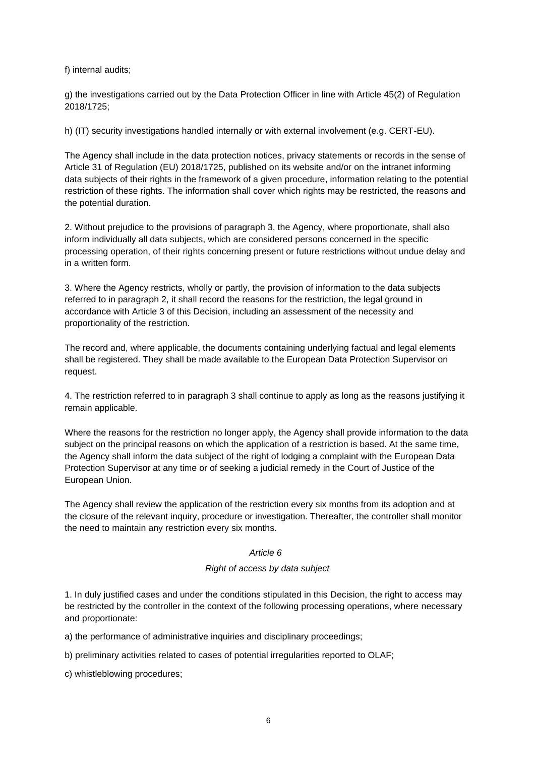f) internal audits;

g) the investigations carried out by the Data Protection Officer in line with Article 45(2) of Regulation 2018/1725;

h) (IT) security investigations handled internally or with external involvement (e.g. CERT-EU).

The Agency shall include in the data protection notices, privacy statements or records in the sense of Article 31 of Regulation (EU) 2018/1725, published on its website and/or on the intranet informing data subjects of their rights in the framework of a given procedure, information relating to the potential restriction of these rights. The information shall cover which rights may be restricted, the reasons and the potential duration.

2. Without prejudice to the provisions of paragraph 3, the Agency, where proportionate, shall also inform individually all data subjects, which are considered persons concerned in the specific processing operation, of their rights concerning present or future restrictions without undue delay and in a written form.

3. Where the Agency restricts, wholly or partly, the provision of information to the data subjects referred to in paragraph 2, it shall record the reasons for the restriction, the legal ground in accordance with Article 3 of this Decision, including an assessment of the necessity and proportionality of the restriction.

The record and, where applicable, the documents containing underlying factual and legal elements shall be registered. They shall be made available to the European Data Protection Supervisor on request.

4. The restriction referred to in paragraph 3 shall continue to apply as long as the reasons justifying it remain applicable.

Where the reasons for the restriction no longer apply, the Agency shall provide information to the data subject on the principal reasons on which the application of a restriction is based. At the same time, the Agency shall inform the data subject of the right of lodging a complaint with the European Data Protection Supervisor at any time or of seeking a judicial remedy in the Court of Justice of the European Union.

The Agency shall review the application of the restriction every six months from its adoption and at the closure of the relevant inquiry, procedure or investigation. Thereafter, the controller shall monitor the need to maintain any restriction every six months.

*Article 6*

*Right of access by data subject*

1. In duly justified cases and under the conditions stipulated in this Decision, the right to access may be restricted by the controller in the context of the following processing operations, where necessary and proportionate:

a) the performance of administrative inquiries and disciplinary proceedings;

b) preliminary activities related to cases of potential irregularities reported to OLAF;

c) whistleblowing procedures;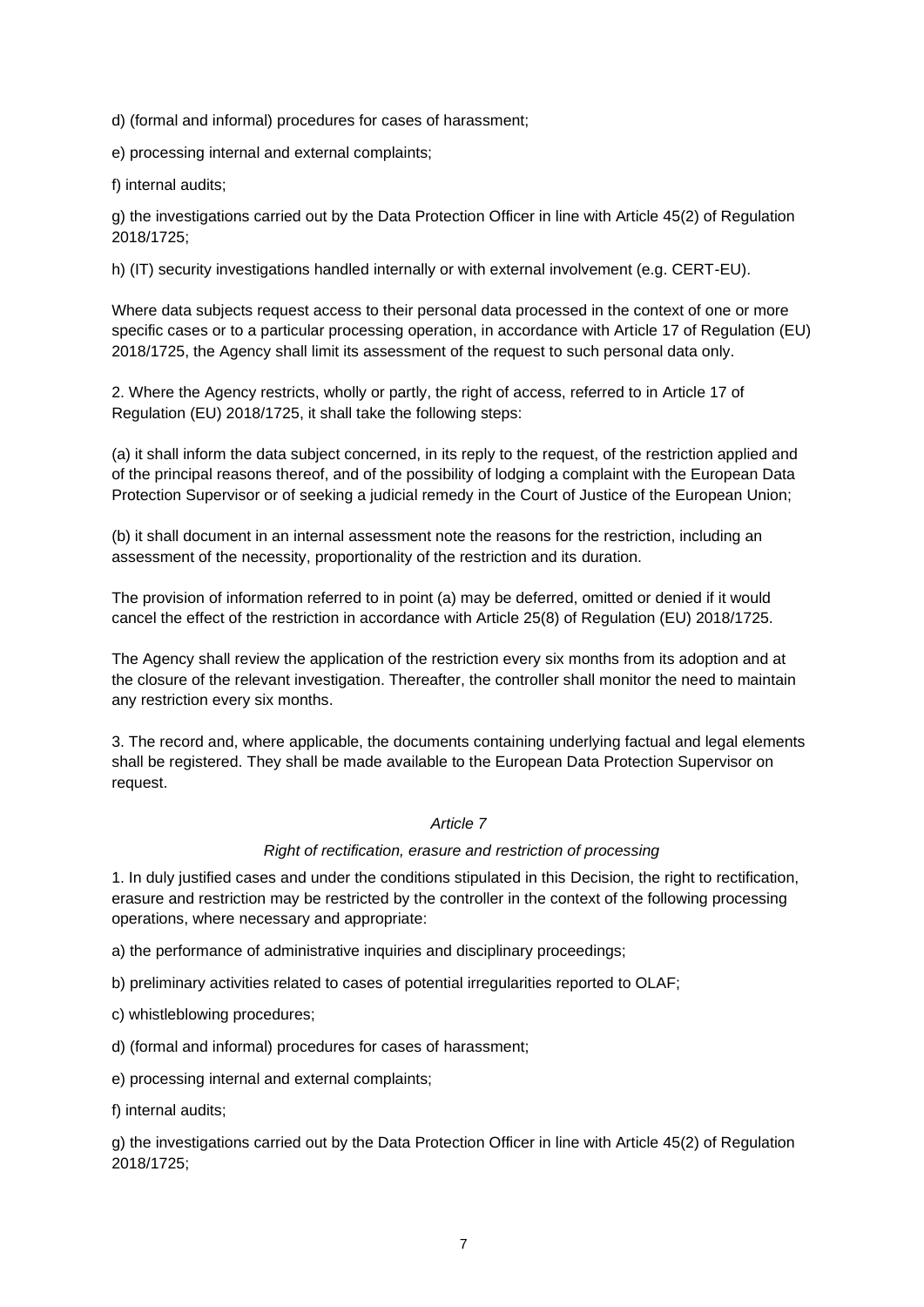d) (formal and informal) procedures for cases of harassment;

e) processing internal and external complaints;

f) internal audits;

g) the investigations carried out by the Data Protection Officer in line with Article 45(2) of Regulation 2018/1725;

h) (IT) security investigations handled internally or with external involvement (e.g. CERT-EU).

Where data subjects request access to their personal data processed in the context of one or more specific cases or to a particular processing operation, in accordance with Article 17 of Regulation (EU) 2018/1725, the Agency shall limit its assessment of the request to such personal data only.

2. Where the Agency restricts, wholly or partly, the right of access, referred to in Article 17 of Regulation (EU) 2018/1725, it shall take the following steps:

(a) it shall inform the data subject concerned, in its reply to the request, of the restriction applied and of the principal reasons thereof, and of the possibility of lodging a complaint with the European Data Protection Supervisor or of seeking a judicial remedy in the Court of Justice of the European Union;

(b) it shall document in an internal assessment note the reasons for the restriction, including an assessment of the necessity, proportionality of the restriction and its duration.

The provision of information referred to in point (a) may be deferred, omitted or denied if it would cancel the effect of the restriction in accordance with Article 25(8) of Regulation (EU) 2018/1725.

The Agency shall review the application of the restriction every six months from its adoption and at the closure of the relevant investigation. Thereafter, the controller shall monitor the need to maintain any restriction every six months.

3. The record and, where applicable, the documents containing underlying factual and legal elements shall be registered. They shall be made available to the European Data Protection Supervisor on request.

### *Article 7*

### *Right of rectification, erasure and restriction of processing*

1. In duly justified cases and under the conditions stipulated in this Decision, the right to rectification, erasure and restriction may be restricted by the controller in the context of the following processing operations, where necessary and appropriate:

a) the performance of administrative inquiries and disciplinary proceedings;

b) preliminary activities related to cases of potential irregularities reported to OLAF;

c) whistleblowing procedures;

d) (formal and informal) procedures for cases of harassment;

e) processing internal and external complaints;

f) internal audits;

g) the investigations carried out by the Data Protection Officer in line with Article 45(2) of Regulation 2018/1725;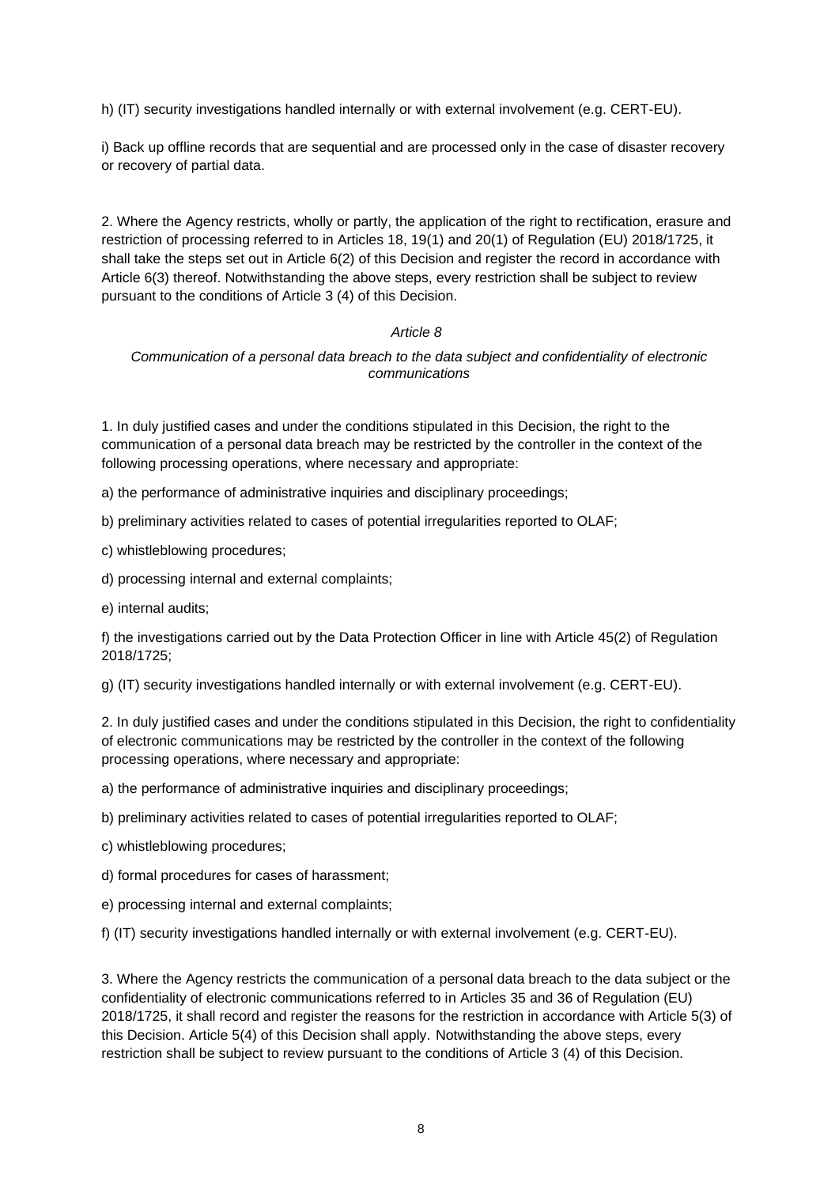h) (IT) security investigations handled internally or with external involvement (e.g. CERT-EU).

i) Back up offline records that are sequential and are processed only in the case of disaster recovery or recovery of partial data.

2. Where the Agency restricts, wholly or partly, the application of the right to rectification, erasure and restriction of processing referred to in Articles 18, 19(1) and 20(1) of Regulation (EU) 2018/1725, it shall take the steps set out in Article 6(2) of this Decision and register the record in accordance with Article 6(3) thereof. Notwithstanding the above steps, every restriction shall be subject to review pursuant to the conditions of Article 3 (4) of this Decision.

*Article 8*

*Communication of a personal data breach to the data subject and confidentiality of electronic communications*

1. In duly justified cases and under the conditions stipulated in this Decision, the right to the communication of a personal data breach may be restricted by the controller in the context of the following processing operations, where necessary and appropriate:

a) the performance of administrative inquiries and disciplinary proceedings;

b) preliminary activities related to cases of potential irregularities reported to OLAF;

c) whistleblowing procedures;

d) processing internal and external complaints;

e) internal audits;

f) the investigations carried out by the Data Protection Officer in line with Article 45(2) of Regulation 2018/1725;

g) (IT) security investigations handled internally or with external involvement (e.g. CERT-EU).

2. In duly justified cases and under the conditions stipulated in this Decision, the right to confidentiality of electronic communications may be restricted by the controller in the context of the following processing operations, where necessary and appropriate:

a) the performance of administrative inquiries and disciplinary proceedings;

b) preliminary activities related to cases of potential irregularities reported to OLAF;

c) whistleblowing procedures;

d) formal procedures for cases of harassment;

e) processing internal and external complaints;

f) (IT) security investigations handled internally or with external involvement (e.g. CERT-EU).

3. Where the Agency restricts the communication of a personal data breach to the data subject or the confidentiality of electronic communications referred to in Articles 35 and 36 of Regulation (EU) 2018/1725, it shall record and register the reasons for the restriction in accordance with Article 5(3) of this Decision. Article 5(4) of this Decision shall apply. Notwithstanding the above steps, every restriction shall be subject to review pursuant to the conditions of Article 3 (4) of this Decision.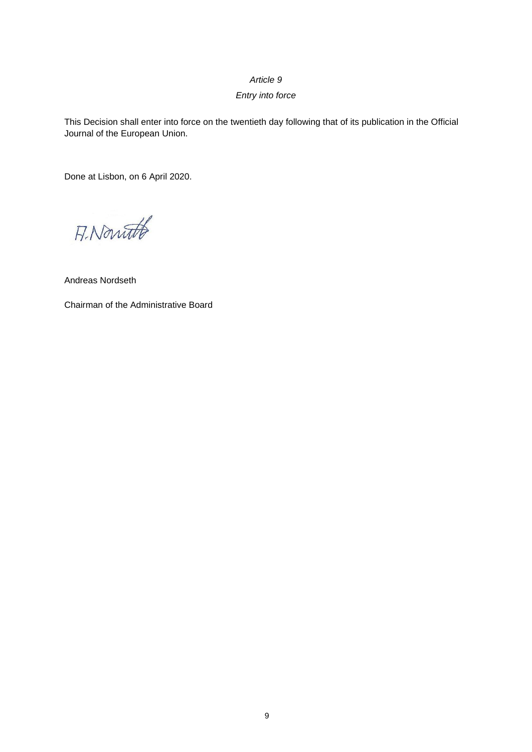*Article 9*

*Entry into force*

This Decision shall enter into force on the twentieth day following that of its publication in the Official Journal of the European Union.

Done at Lisbon, on 6 April 2020.

Andreas Nordseth

Chairman of the Administrative Board